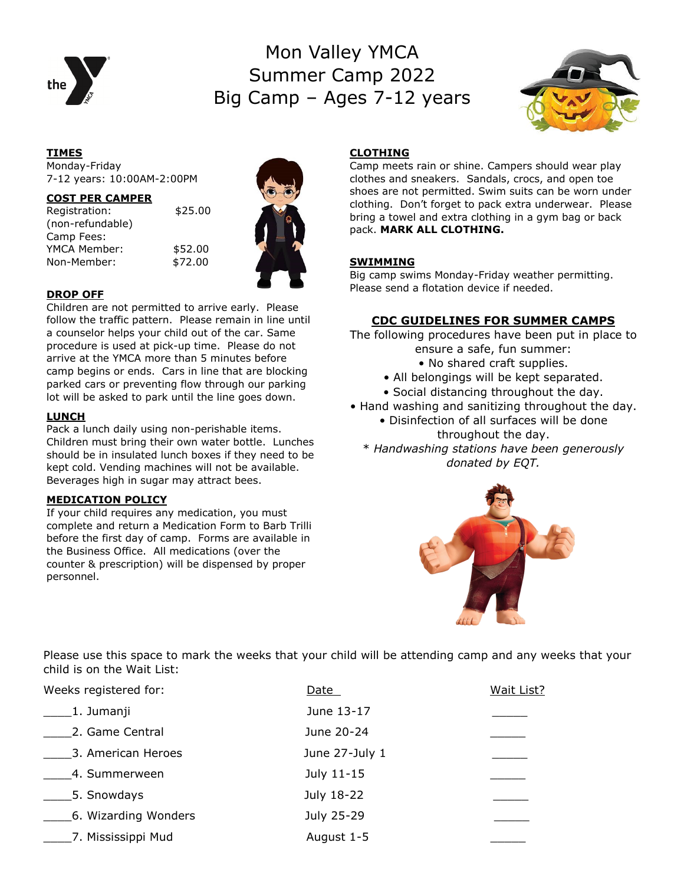# Mon Valley YMCA
# Summer Camp 2022
# Big Camp – Ages 7-12 years

## TIMES

Monday-Friday
7-12 years: 10:00AM-2:00PM

## COST PER CAMPER

| | |
|---|---|
| Registration: (non-refundable) | $25.00 |
| Camp Fees: | |
| YMCA Member: | $52.00 |
| Non-Member: | $72.00 |

## DROP OFF

Children are not permitted to arrive early. Please follow the traffic pattern. Please remain in line until a counselor helps your child out of the car. Same procedure is used at pick-up time. Please do not arrive at the YMCA more than 5 minutes before camp begins or ends. Cars in line that are blocking parked cars or preventing flow through our parking lot will be asked to park until the line goes down.

## LUNCH

Pack a lunch daily using non-perishable items. Children must bring their own water bottle. Lunches should be in insulated lunch boxes if they need to be kept cold. Vending machines will not be available. Beverages high in sugar may attract bees.

## MEDICATION POLICY

If your child requires any medication, you must complete and return a Medication Form to Barb Trilli before the first day of camp. Forms are available in the Business Office. All medications (over the counter & prescription) will be dispensed by proper personnel.

## CLOTHING

Camp meets rain or shine. Campers should wear play clothes and sneakers. Sandals, crocs, and open toe shoes are not permitted. Swim suits can be worn under clothing. Don't forget to pack extra underwear. Please bring a towel and extra clothing in a gym bag or back pack. **MARK ALL CLOTHING.**

## SWIMMING

Big camp swims Monday-Friday weather permitting. Please send a flotation device if needed.

## CDC GUIDELINES FOR SUMMER CAMPS

The following procedures have been put in place to ensure a safe, fun summer:

- No shared craft supplies.
- All belongings will be kept separated.
- Social distancing throughout the day.
- Hand washing and sanitizing throughout the day.
- Disinfection of all surfaces will be done throughout the day.

*\* Handwashing stations have been generously donated by EQT.*

Please use this space to mark the weeks that your child will be attending camp and any weeks that your child is on the Wait List:

| Weeks registered for: | Date | Wait List? |
|---|---|---|
| ____1. Jumanji | June 13-17 | _____ |
| ____2. Game Central | June 20-24 | _____ |
| ____3. American Heroes | June 27-July 1 | _____ |
| ____4. Summerween | July 11-15 | _____ |
| ____5. Snowdays | July 18-22 | _____ |
| ____6. Wizarding Wonders | July 25-29 | _____ |
| ____7. Mississippi Mud | August 1-5 | _____ |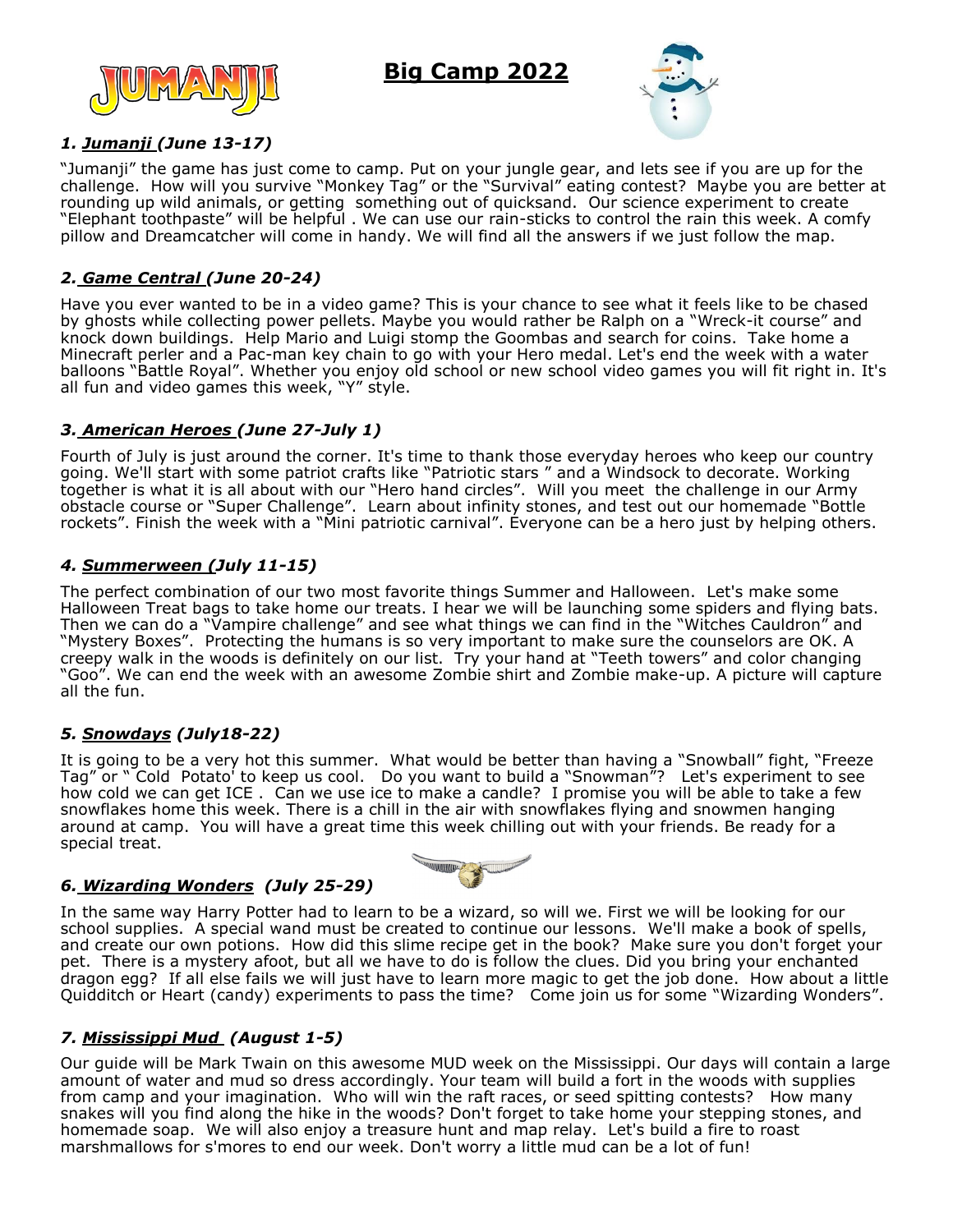# Big Camp 2022

### *1. Jumanji (June 13-17)*

"Jumanji" the game has just come to camp. Put on your jungle gear, and lets see if you are up for the challenge. How will you survive "Monkey Tag" or the "Survival" eating contest? Maybe you are better at rounding up wild animals, or getting something out of quicksand. Our science experiment to create "Elephant toothpaste" will be helpful . We can use our rain-sticks to control the rain this week. A comfy pillow and Dreamcatcher will come in handy. We will find all the answers if we just follow the map.

### *2. Game Central (June 20-24)*

Have you ever wanted to be in a video game? This is your chance to see what it feels like to be chased by ghosts while collecting power pellets. Maybe you would rather be Ralph on a "Wreck-it course" and knock down buildings. Help Mario and Luigi stomp the Goombas and search for coins. Take home a Minecraft perler and a Pac-man key chain to go with your Hero medal. Let's end the week with a water balloons "Battle Royal". Whether you enjoy old school or new school video games you will fit right in. It's all fun and video games this week, "Y" style.

### *3. American Heroes (June 27-July 1)*

Fourth of July is just around the corner. It's time to thank those everyday heroes who keep our country going. We'll start with some patriot crafts like "Patriotic stars " and a Windsock to decorate. Working together is what it is all about with our "Hero hand circles". Will you meet the challenge in our Army obstacle course or "Super Challenge". Learn about infinity stones, and test out our homemade "Bottle rockets". Finish the week with a "Mini patriotic carnival". Everyone can be a hero just by helping others.

### *4. Summerween (July 11-15)*

The perfect combination of our two most favorite things Summer and Halloween. Let's make some Halloween Treat bags to take home our treats. I hear we will be launching some spiders and flying bats. Then we can do a "Vampire challenge" and see what things we can find in the "Witches Cauldron" and "Mystery Boxes". Protecting the humans is so very important to make sure the counselors are OK. A creepy walk in the woods is definitely on our list. Try your hand at "Teeth towers" and color changing "Goo". We can end the week with an awesome Zombie shirt and Zombie make-up. A picture will capture all the fun.

### *5. Snowdays (July18-22)*

It is going to be a very hot this summer. What would be better than having a "Snowball" fight, "Freeze Tag" or " Cold Potato' to keep us cool. Do you want to build a "Snowman"? Let's experiment to see how cold we can get ICE . Can we use ice to make a candle? I promise you will be able to take a few snowflakes home this week. There is a chill in the air with snowflakes flying and snowmen hanging around at camp. You will have a great time this week chilling out with your friends. Be ready for a special treat.

### *6. Wizarding Wonders (July 25-29)*

In the same way Harry Potter had to learn to be a wizard, so will we. First we will be looking for our school supplies. A special wand must be created to continue our lessons. We'll make a book of spells, and create our own potions. How did this slime recipe get in the book? Make sure you don't forget your pet. There is a mystery afoot, but all we have to do is follow the clues. Did you bring your enchanted dragon egg? If all else fails we will just have to learn more magic to get the job done. How about a little Quidditch or Heart (candy) experiments to pass the time? Come join us for some "Wizarding Wonders".

### *7. Mississippi Mud (August 1-5)*

Our guide will be Mark Twain on this awesome MUD week on the Mississippi. Our days will contain a large amount of water and mud so dress accordingly. Your team will build a fort in the woods with supplies from camp and your imagination. Who will win the raft races, or seed spitting contests? How many snakes will you find along the hike in the woods? Don't forget to take home your stepping stones, and homemade soap. We will also enjoy a treasure hunt and map relay. Let's build a fire to roast marshmallows for s'mores to end our week. Don't worry a little mud can be a lot of fun!